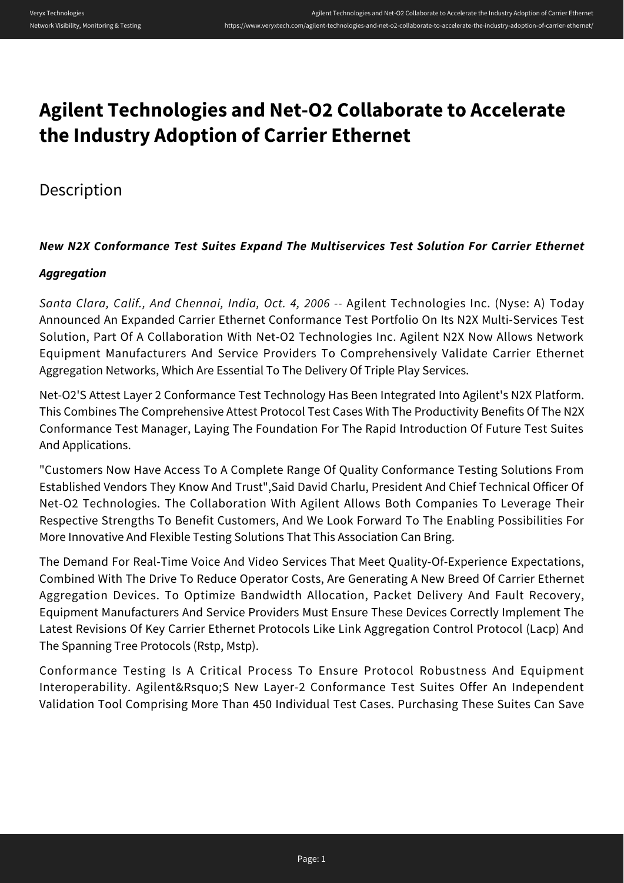# Agilent Technologies and Net-O2 Collaborate to Accelerate the Industry Adoption of Carrier Ethernet

## Description

***New N2X Conformance Test Suites Expand The Multiservices Test Solution For Carrier Ethernet Aggregation***

*Santa Clara, Calif., And Chennai, India, Oct. 4, 2006* -- Agilent Technologies Inc. (Nyse: A) Today Announced An Expanded Carrier Ethernet Conformance Test Portfolio On Its N2X Multi-Services Test Solution, Part Of A Collaboration With Net-O2 Technologies Inc. Agilent N2X Now Allows Network Equipment Manufacturers And Service Providers To Comprehensively Validate Carrier Ethernet Aggregation Networks, Which Are Essential To The Delivery Of Triple Play Services.

Net-O2'S Attest Layer 2 Conformance Test Technology Has Been Integrated Into Agilent's N2X Platform. This Combines The Comprehensive Attest Protocol Test Cases With The Productivity Benefits Of The N2X Conformance Test Manager, Laying The Foundation For The Rapid Introduction Of Future Test Suites And Applications.

"Customers Now Have Access To A Complete Range Of Quality Conformance Testing Solutions From Established Vendors They Know And Trust",Said David Charlu, President And Chief Technical Officer Of Net-O2 Technologies. The Collaboration With Agilent Allows Both Companies To Leverage Their Respective Strengths To Benefit Customers, And We Look Forward To The Enabling Possibilities For More Innovative And Flexible Testing Solutions That This Association Can Bring.

The Demand For Real-Time Voice And Video Services That Meet Quality-Of-Experience Expectations, Combined With The Drive To Reduce Operator Costs, Are Generating A New Breed Of Carrier Ethernet Aggregation Devices. To Optimize Bandwidth Allocation, Packet Delivery And Fault Recovery, Equipment Manufacturers And Service Providers Must Ensure These Devices Correctly Implement The Latest Revisions Of Key Carrier Ethernet Protocols Like Link Aggregation Control Protocol (Lacp) And The Spanning Tree Protocols (Rstp, Mstp).

Conformance Testing Is A Critical Process To Ensure Protocol Robustness And Equipment Interoperability. Agilent&Rsquo;S New Layer-2 Conformance Test Suites Offer An Independent Validation Tool Comprising More Than 450 Individual Test Cases. Purchasing These Suites Can Save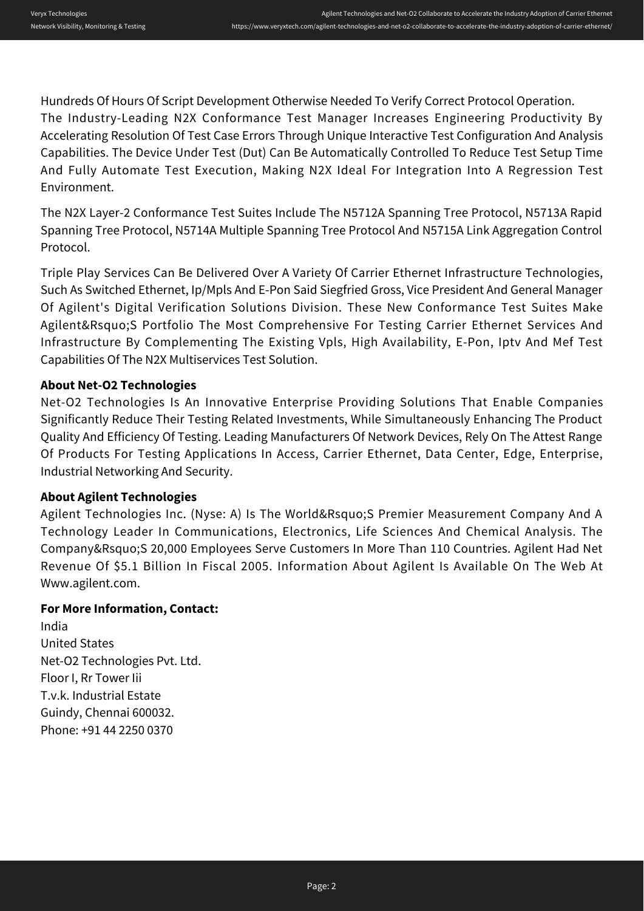Hundreds Of Hours Of Script Development Otherwise Needed To Verify Correct Protocol Operation.
The Industry-Leading N2X Conformance Test Manager Increases Engineering Productivity By Accelerating Resolution Of Test Case Errors Through Unique Interactive Test Configuration And Analysis Capabilities. The Device Under Test (Dut) Can Be Automatically Controlled To Reduce Test Setup Time And Fully Automate Test Execution, Making N2X Ideal For Integration Into A Regression Test Environment.

The N2X Layer-2 Conformance Test Suites Include The N5712A Spanning Tree Protocol, N5713A Rapid Spanning Tree Protocol, N5714A Multiple Spanning Tree Protocol And N5715A Link Aggregation Control Protocol.

Triple Play Services Can Be Delivered Over A Variety Of Carrier Ethernet Infrastructure Technologies, Such As Switched Ethernet, Ip/Mpls And E-Pon Said Siegfried Gross, Vice President And General Manager Of Agilent's Digital Verification Solutions Division. These New Conformance Test Suites Make Agilent&Rsquo;S Portfolio The Most Comprehensive For Testing Carrier Ethernet Services And Infrastructure By Complementing The Existing Vpls, High Availability, E-Pon, Iptv And Mef Test Capabilities Of The N2X Multiservices Test Solution.

**About Net-O2 Technologies**

Net-O2 Technologies Is An Innovative Enterprise Providing Solutions That Enable Companies Significantly Reduce Their Testing Related Investments, While Simultaneously Enhancing The Product Quality And Efficiency Of Testing. Leading Manufacturers Of Network Devices, Rely On The Attest Range Of Products For Testing Applications In Access, Carrier Ethernet, Data Center, Edge, Enterprise, Industrial Networking And Security.

**About Agilent Technologies**

Agilent Technologies Inc. (Nyse: A) Is The World&Rsquo;S Premier Measurement Company And A Technology Leader In Communications, Electronics, Life Sciences And Chemical Analysis. The Company&Rsquo;S 20,000 Employees Serve Customers In More Than 110 Countries. Agilent Had Net Revenue Of $5.1 Billion In Fiscal 2005. Information About Agilent Is Available On The Web At Www.agilent.com.

**For More Information, Contact:**

India
United States
Net-O2 Technologies Pvt. Ltd.
Floor I, Rr Tower Iii
T.v.k. Industrial Estate
Guindy, Chennai 600032.
Phone: +91 44 2250 0370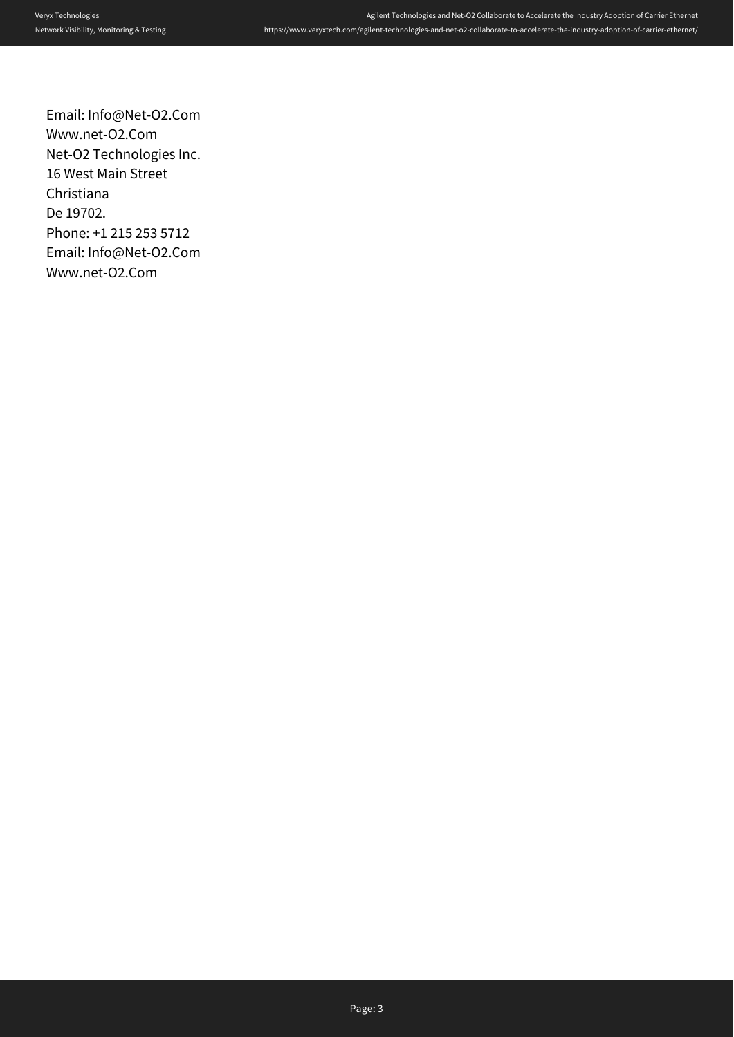Email: Info@Net-O2.Com
Www.net-O2.Com
Net-O2 Technologies Inc.
16 West Main Street
Christiana
De 19702.
Phone: +1 215 253 5712
Email: Info@Net-O2.Com
Www.net-O2.Com